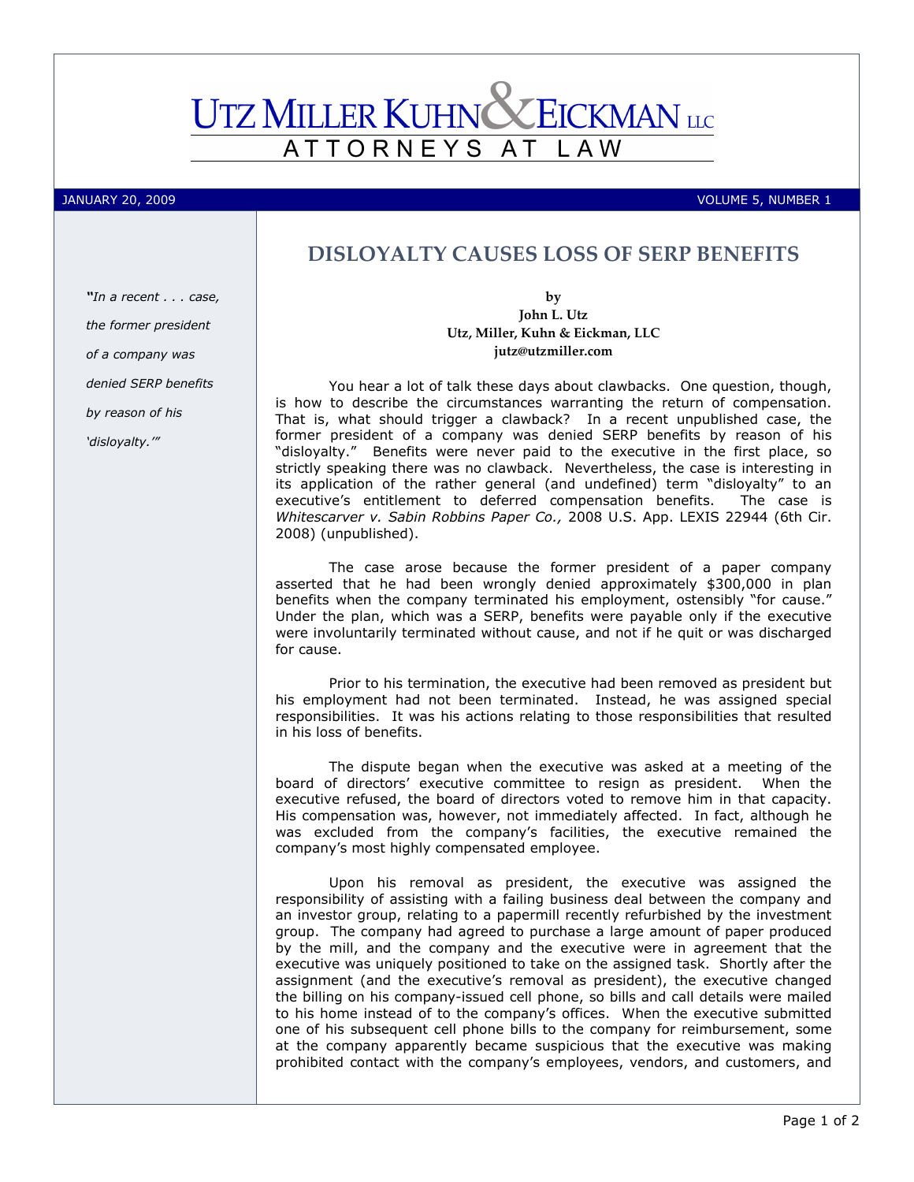# UTZ MILLER KUHN & EICKMAN LLC

ATTORNEYS AT LAW

JANUARY 20, 2009 VOLUME 5, NUMBER 1

## DISLOYALTY CAUSES LOSS OF SERP BENEFITS

*"In a recent . . . case, the former president of a company was denied SERP benefits by reason of his 'disloyalty.'"*

**by**
**John L. Utz**
**Utz, Miller, Kuhn & Eickman, LLC**
**jutz@utzmiller.com**

You hear a lot of talk these days about clawbacks. One question, though, is how to describe the circumstances warranting the return of compensation. That is, what should trigger a clawback? In a recent unpublished case, the former president of a company was denied SERP benefits by reason of his "disloyalty." Benefits were never paid to the executive in the first place, so strictly speaking there was no clawback. Nevertheless, the case is interesting in its application of the rather general (and undefined) term "disloyalty" to an executive's entitlement to deferred compensation benefits. The case is *Whitescarver v. Sabin Robbins Paper Co.,* 2008 U.S. App. LEXIS 22944 (6th Cir. 2008) (unpublished).

The case arose because the former president of a paper company asserted that he had been wrongly denied approximately $300,000 in plan benefits when the company terminated his employment, ostensibly "for cause." Under the plan, which was a SERP, benefits were payable only if the executive were involuntarily terminated without cause, and not if he quit or was discharged for cause.

Prior to his termination, the executive had been removed as president but his employment had not been terminated. Instead, he was assigned special responsibilities. It was his actions relating to those responsibilities that resulted in his loss of benefits.

The dispute began when the executive was asked at a meeting of the board of directors' executive committee to resign as president. When the executive refused, the board of directors voted to remove him in that capacity. His compensation was, however, not immediately affected. In fact, although he was excluded from the company's facilities, the executive remained the company's most highly compensated employee.

Upon his removal as president, the executive was assigned the responsibility of assisting with a failing business deal between the company and an investor group, relating to a papermill recently refurbished by the investment group. The company had agreed to purchase a large amount of paper produced by the mill, and the company and the executive were in agreement that the executive was uniquely positioned to take on the assigned task. Shortly after the assignment (and the executive's removal as president), the executive changed the billing on his company-issued cell phone, so bills and call details were mailed to his home instead of to the company's offices. When the executive submitted one of his subsequent cell phone bills to the company for reimbursement, some at the company apparently became suspicious that the executive was making prohibited contact with the company's employees, vendors, and customers, and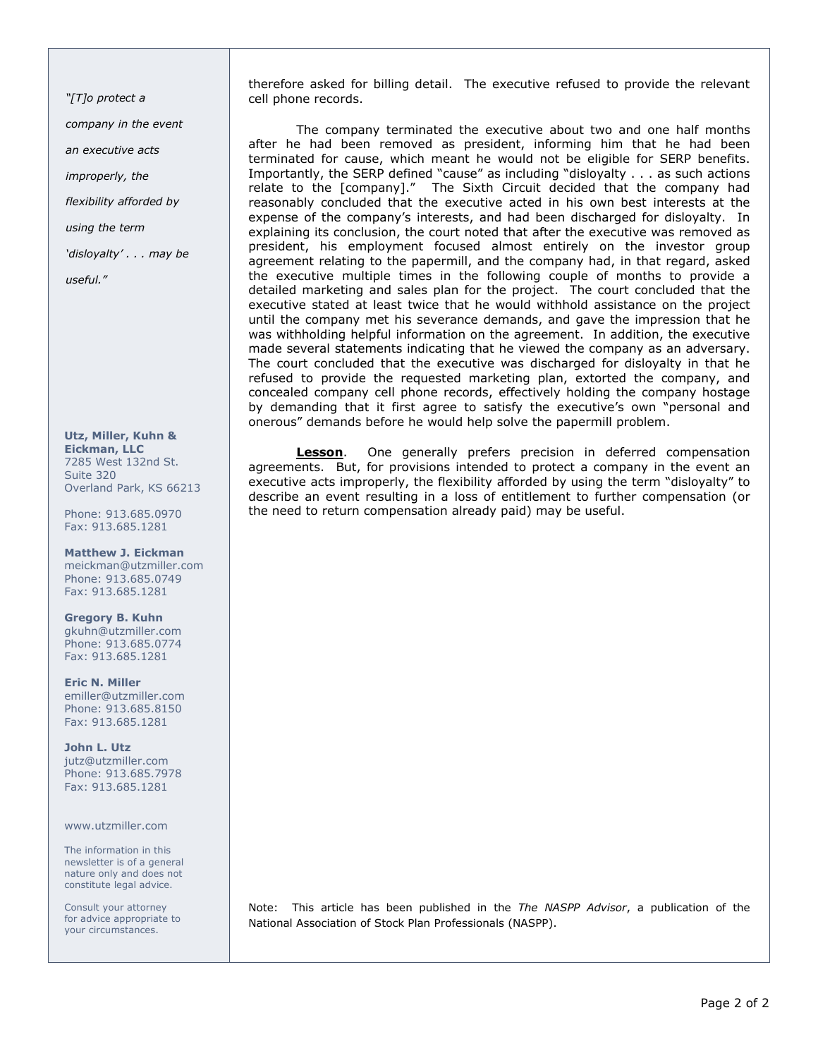therefore asked for billing detail. The executive refused to provide the relevant cell phone records.

The company terminated the executive about two and one half months after he had been removed as president, informing him that he had been terminated for cause, which meant he would not be eligible for SERP benefits. Importantly, the SERP defined "cause" as including "disloyalty . . . as such actions relate to the [company]." The Sixth Circuit decided that the company had reasonably concluded that the executive acted in his own best interests at the expense of the company's interests, and had been discharged for disloyalty. In explaining its conclusion, the court noted that after the executive was removed as president, his employment focused almost entirely on the investor group agreement relating to the papermill, and the company had, in that regard, asked the executive multiple times in the following couple of months to provide a detailed marketing and sales plan for the project. The court concluded that the executive stated at least twice that he would withhold assistance on the project until the company met his severance demands, and gave the impression that he was withholding helpful information on the agreement. In addition, the executive made several statements indicating that he viewed the company as an adversary. The court concluded that the executive was discharged for disloyalty in that he refused to provide the requested marketing plan, extorted the company, and concealed company cell phone records, effectively holding the company hostage by demanding that it first agree to satisfy the executive's own "personal and onerous" demands before he would help solve the papermill problem.

**Lesson**. One generally prefers precision in deferred compensation agreements. But, for provisions intended to protect a company in the event an executive acts improperly, the flexibility afforded by using the term "disloyalty" to describe an event resulting in a loss of entitlement to further compensation (or the need to return compensation already paid) may be useful.

*"[T]o protect a company in the event an executive acts improperly, the flexibility afforded by using the term 'disloyalty' . . . may be useful."*

**Utz, Miller, Kuhn & Eickman, LLC**
7285 West 132nd St.
Suite 320
Overland Park, KS 66213

Phone: 913.685.0970
Fax: 913.685.1281

**Matthew J. Eickman**
meickman@utzmiller.com
Phone: 913.685.0749
Fax: 913.685.1281

**Gregory B. Kuhn**
gkuhn@utzmiller.com
Phone: 913.685.0774
Fax: 913.685.1281

**Eric N. Miller**
emiller@utzmiller.com
Phone: 913.685.8150
Fax: 913.685.1281

**John L. Utz**
jutz@utzmiller.com
Phone: 913.685.7978
Fax: 913.685.1281

www.utzmiller.com

The information in this newsletter is of a general nature only and does not constitute legal advice.

Consult your attorney for advice appropriate to your circumstances.

Note: This article has been published in the *The NASPP Advisor*, a publication of the National Association of Stock Plan Professionals (NASPP).